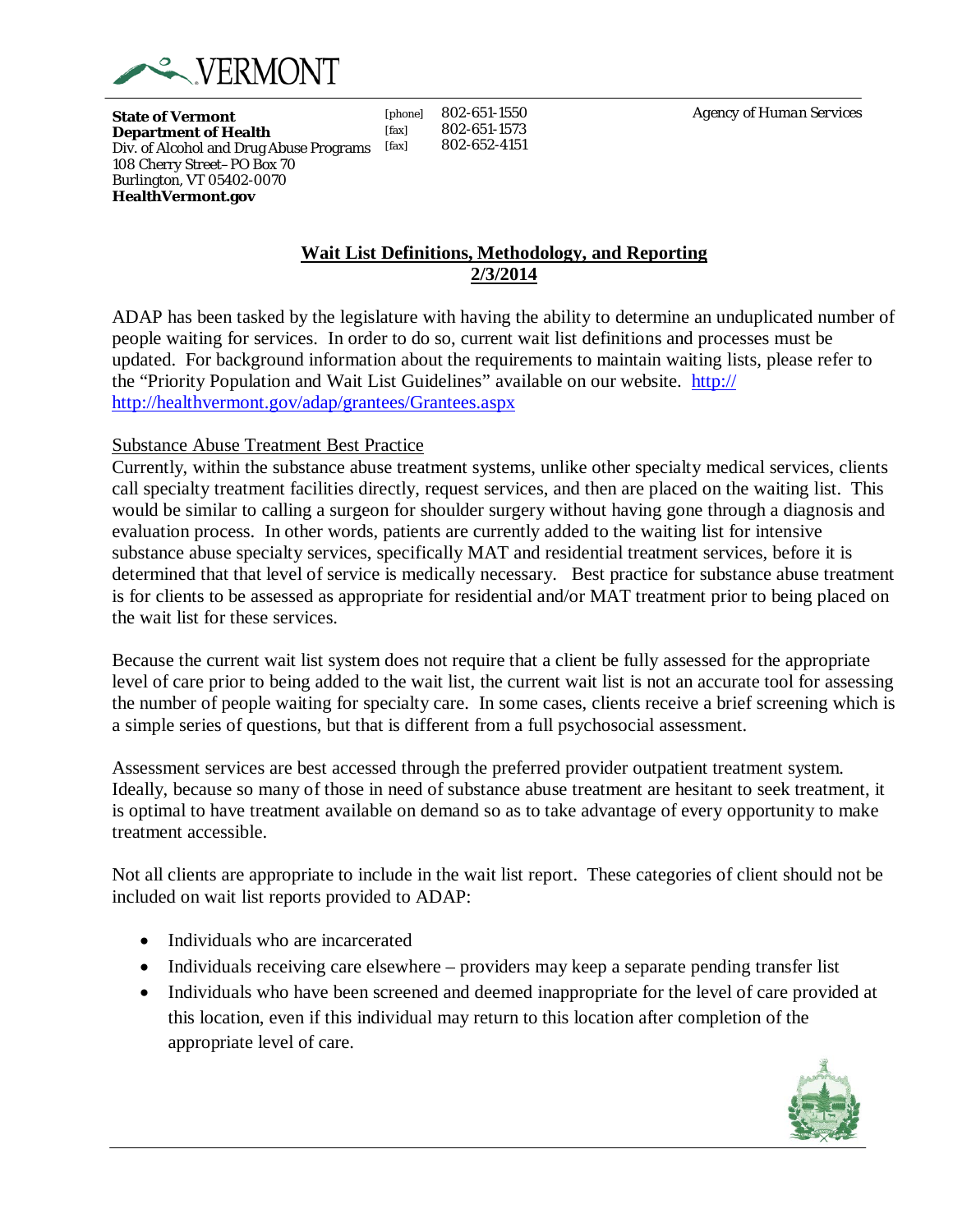**State of Vermont**
**Department of Health**
Div. of Alcohol and Drug Abuse Programs
108 Cherry Street–PO Box 70
Burlington, VT 05402-0070
**HealthVermont.gov**

[phone] 802-651-1550
[fax] 802-651-1573
[fax] 802-652-4151

*Agency of Human Services*

## Wait List Definitions, Methodology, and Reporting
## 2/3/2014

ADAP has been tasked by the legislature with having the ability to determine an unduplicated number of people waiting for services. In order to do so, current wait list definitions and processes must be updated. For background information about the requirements to maintain waiting lists, please refer to the "Priority Population and Wait List Guidelines" available on our website. http:// http://healthvermont.gov/adap/grantees/Grantees.aspx

Substance Abuse Treatment Best Practice

Currently, within the substance abuse treatment systems, unlike other specialty medical services, clients call specialty treatment facilities directly, request services, and then are placed on the waiting list. This would be similar to calling a surgeon for shoulder surgery without having gone through a diagnosis and evaluation process. In other words, patients are currently added to the waiting list for intensive substance abuse specialty services, specifically MAT and residential treatment services, before it is determined that that level of service is medically necessary. Best practice for substance abuse treatment is for clients to be assessed as appropriate for residential and/or MAT treatment prior to being placed on the wait list for these services.

Because the current wait list system does not require that a client be fully assessed for the appropriate level of care prior to being added to the wait list, the current wait list is not an accurate tool for assessing the number of people waiting for specialty care. In some cases, clients receive a brief screening which is a simple series of questions, but that is different from a full psychosocial assessment.

Assessment services are best accessed through the preferred provider outpatient treatment system. Ideally, because so many of those in need of substance abuse treatment are hesitant to seek treatment, it is optimal to have treatment available on demand so as to take advantage of every opportunity to make treatment accessible.

Not all clients are appropriate to include in the wait list report. These categories of client should not be included on wait list reports provided to ADAP:

- Individuals who are incarcerated
- Individuals receiving care elsewhere – providers may keep a separate pending transfer list
- Individuals who have been screened and deemed inappropriate for the level of care provided at this location, even if this individual may return to this location after completion of the appropriate level of care.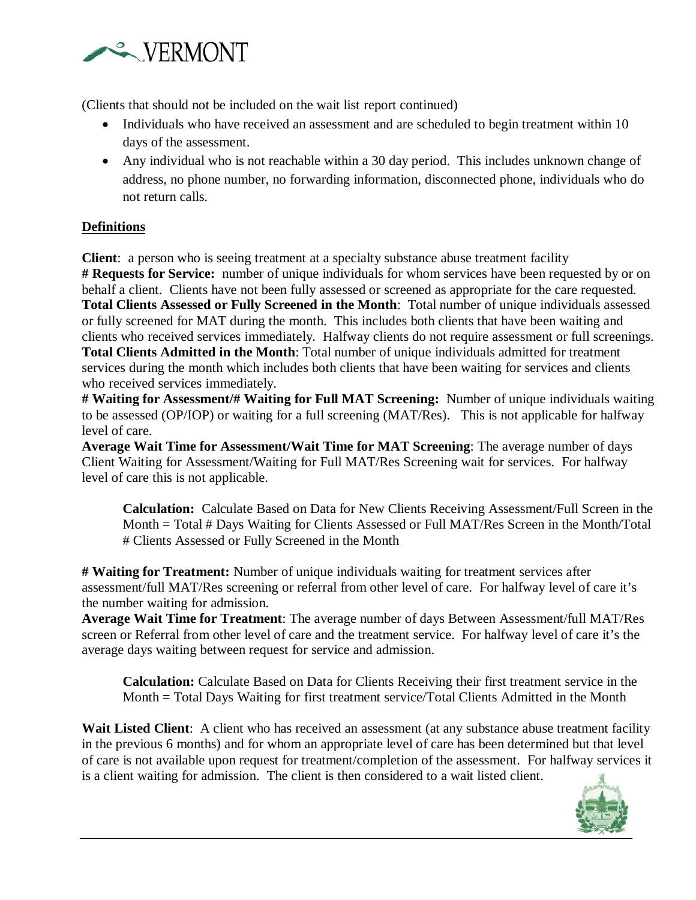(Clients that should not be included on the wait list report continued)

- Individuals who have received an assessment and are scheduled to begin treatment within 10 days of the assessment.
- Any individual who is not reachable within a 30 day period. This includes unknown change of address, no phone number, no forwarding information, disconnected phone, individuals who do not return calls.

**Definitions**

**Client**: a person who is seeing treatment at a specialty substance abuse treatment facility
**# Requests for Service:** number of unique individuals for whom services have been requested by or on behalf a client. Clients have not been fully assessed or screened as appropriate for the care requested.
**Total Clients Assessed or Fully Screened in the Month**: Total number of unique individuals assessed or fully screened for MAT during the month. This includes both clients that have been waiting and clients who received services immediately. Halfway clients do not require assessment or full screenings.
**Total Clients Admitted in the Month**: Total number of unique individuals admitted for treatment services during the month which includes both clients that have been waiting for services and clients who received services immediately.
**# Waiting for Assessment/# Waiting for Full MAT Screening:** Number of unique individuals waiting to be assessed (OP/IOP) or waiting for a full screening (MAT/Res). This is not applicable for halfway level of care.
**Average Wait Time for Assessment/Wait Time for MAT Screening**: The average number of days Client Waiting for Assessment/Waiting for Full MAT/Res Screening wait for services. For halfway level of care this is not applicable.

> **Calculation:** Calculate Based on Data for New Clients Receiving Assessment/Full Screen in the Month = Total # Days Waiting for Clients Assessed or Full MAT/Res Screen in the Month/Total # Clients Assessed or Fully Screened in the Month

**# Waiting for Treatment:** Number of unique individuals waiting for treatment services after assessment/full MAT/Res screening or referral from other level of care. For halfway level of care it's the number waiting for admission.
**Average Wait Time for Treatment**: The average number of days Between Assessment/full MAT/Res screen or Referral from other level of care and the treatment service. For halfway level of care it's the average days waiting between request for service and admission.

> **Calculation:** Calculate Based on Data for Clients Receiving their first treatment service in the Month **=** Total Days Waiting for first treatment service/Total Clients Admitted in the Month

**Wait Listed Client**: A client who has received an assessment (at any substance abuse treatment facility in the previous 6 months) and for whom an appropriate level of care has been determined but that level of care is not available upon request for treatment/completion of the assessment. For halfway services it is a client waiting for admission. The client is then considered to a wait listed client.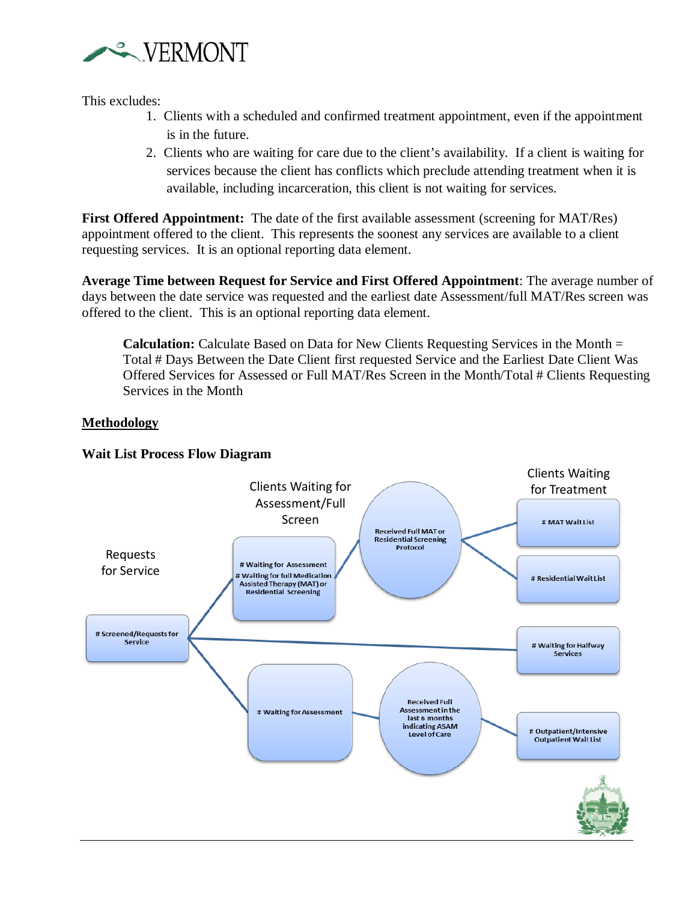This excludes:

1. Clients with a scheduled and confirmed treatment appointment, even if the appointment is in the future.
2. Clients who are waiting for care due to the client's availability. If a client is waiting for services because the client has conflicts which preclude attending treatment when it is available, including incarceration, this client is not waiting for services.

**First Offered Appointment:** The date of the first available assessment (screening for MAT/Res) appointment offered to the client. This represents the soonest any services are available to a client requesting services. It is an optional reporting data element.

**Average Time between Request for Service and First Offered Appointment**: The average number of days between the date service was requested and the earliest date Assessment/full MAT/Res screen was offered to the client. This is an optional reporting data element.

> **Calculation:** Calculate Based on Data for New Clients Requesting Services in the Month = Total # Days Between the Date Client first requested Service and the Earliest Date Client Was Offered Services for Assessed or Full MAT/Res Screen in the Month/Total # Clients Requesting Services in the Month

## Methodology

### Wait List Process Flow Diagram

Requests for Service

# Screened/Requests for Service

Clients Waiting for Assessment/Full Screen

# Waiting for Assessment
# Waiting for full Medication Assisted Therapy (MAT) or Residential Screening

Received Full MAT or Residential Screening Protocol

Clients Waiting for Treatment

# MAT Wait List

# Residential Wait List

# Waiting for Halfway Services

# Waiting for Assessment

Received Full Assessment in the last 6 months indicating ASAM Level of Care

# Outpatient/Intensive Outpatient Wait List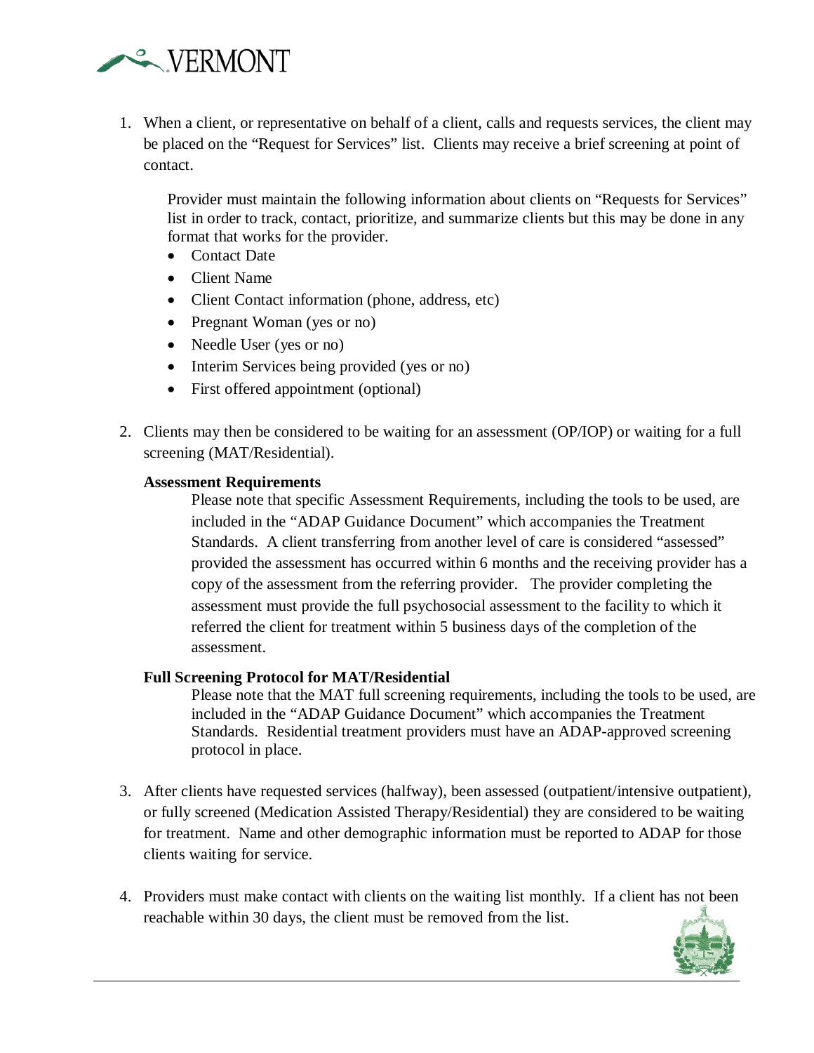1. When a client, or representative on behalf of a client, calls and requests services, the client may be placed on the "Request for Services" list. Clients may receive a brief screening at point of contact.

   Provider must maintain the following information about clients on "Requests for Services" list in order to track, contact, prioritize, and summarize clients but this may be done in any format that works for the provider.

   - Contact Date
   - Client Name
   - Client Contact information (phone, address, etc)
   - Pregnant Woman (yes or no)
   - Needle User (yes or no)
   - Interim Services being provided (yes or no)
   - First offered appointment (optional)

2. Clients may then be considered to be waiting for an assessment (OP/IOP) or waiting for a full screening (MAT/Residential).

   **Assessment Requirements**

   Please note that specific Assessment Requirements, including the tools to be used, are included in the "ADAP Guidance Document" which accompanies the Treatment Standards. A client transferring from another level of care is considered "assessed" provided the assessment has occurred within 6 months and the receiving provider has a copy of the assessment from the referring provider. The provider completing the assessment must provide the full psychosocial assessment to the facility to which it referred the client for treatment within 5 business days of the completion of the assessment.

   **Full Screening Protocol for MAT/Residential**

   Please note that the MAT full screening requirements, including the tools to be used, are included in the "ADAP Guidance Document" which accompanies the Treatment Standards. Residential treatment providers must have an ADAP-approved screening protocol in place.

3. After clients have requested services (halfway), been assessed (outpatient/intensive outpatient), or fully screened (Medication Assisted Therapy/Residential) they are considered to be waiting for treatment. Name and other demographic information must be reported to ADAP for those clients waiting for service.

4. Providers must make contact with clients on the waiting list monthly. If a client has not been reachable within 30 days, the client must be removed from the list.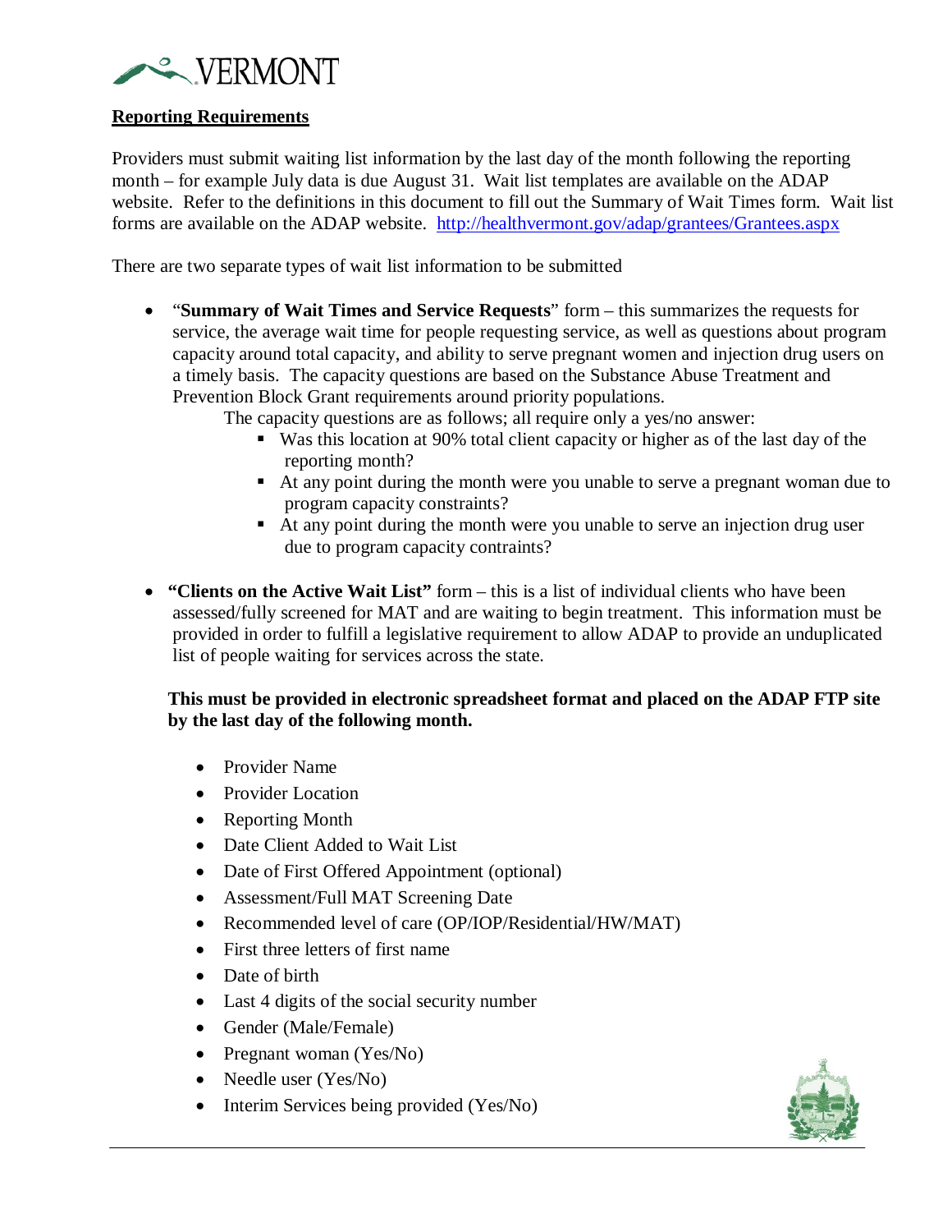## Reporting Requirements

Providers must submit waiting list information by the last day of the month following the reporting month – for example July data is due August 31. Wait list templates are available on the ADAP website. Refer to the definitions in this document to fill out the Summary of Wait Times form. Wait list forms are available on the ADAP website. [http://healthvermont.gov/adap/grantees/Grantees.aspx](http://healthvermont.gov/adap/grantees/Grantees.aspx)

There are two separate types of wait list information to be submitted

- "**Summary of Wait Times and Service Requests**" form – this summarizes the requests for service, the average wait time for people requesting service, as well as questions about program capacity around total capacity, and ability to serve pregnant women and injection drug users on a timely basis. The capacity questions are based on the Substance Abuse Treatment and Prevention Block Grant requirements around priority populations.

  The capacity questions are as follows; all require only a yes/no answer:
  - Was this location at 90% total client capacity or higher as of the last day of the reporting month?
  - At any point during the month were you unable to serve a pregnant woman due to program capacity constraints?
  - At any point during the month were you unable to serve an injection drug user due to program capacity contraints?

- **"Clients on the Active Wait List"** form – this is a list of individual clients who have been assessed/fully screened for MAT and are waiting to begin treatment. This information must be provided in order to fulfill a legislative requirement to allow ADAP to provide an unduplicated list of people waiting for services across the state.

  **This must be provided in electronic spreadsheet format and placed on the ADAP FTP site by the last day of the following month.**

  - Provider Name
  - Provider Location
  - Reporting Month
  - Date Client Added to Wait List
  - Date of First Offered Appointment (optional)
  - Assessment/Full MAT Screening Date
  - Recommended level of care (OP/IOP/Residential/HW/MAT)
  - First three letters of first name
  - Date of birth
  - Last 4 digits of the social security number
  - Gender (Male/Female)
  - Pregnant woman (Yes/No)
  - Needle user (Yes/No)
  - Interim Services being provided (Yes/No)